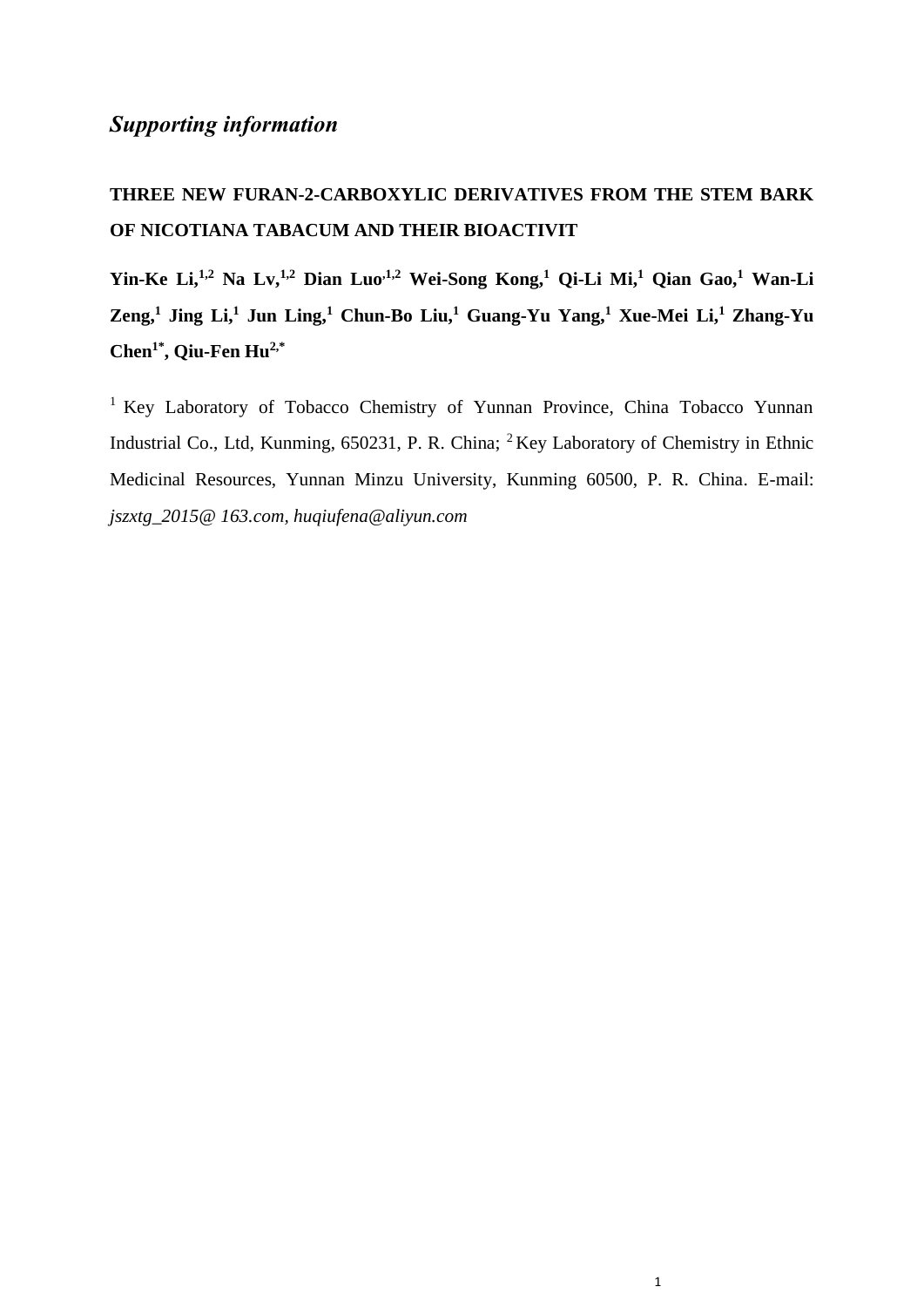# *Supporting information*

## THREE NEW FURAN-2-CARBOXYLIC DERIVATIVES FROM THE STEM BARK OF NICOTIANA TABACUM AND THEIR BIOACTIVIT

**Yin-Ke Li,[1,2] Na Lv,[1,2] Dian Luo[,1,2] Wei-Song Kong,[1] Qi-Li Mi,[1] Qian Gao,[1] Wan-Li Zeng,[1] Jing Li,[1] Jun Ling,[1] Chun-Bo Liu,[1] Guang-Yu Yang,[1] Xue-Mei Li,[1] Zhang-Yu Chen[1*], Qiu-Fen Hu[2,*]**

[1] Key Laboratory of Tobacco Chemistry of Yunnan Province, China Tobacco Yunnan Industrial Co., Ltd, Kunming, 650231, P. R. China; [2] Key Laboratory of Chemistry in Ethnic Medicinal Resources, Yunnan Minzu University, Kunming 60500, P. R. China. E-mail: *jszxtg_2015@ 163.com, huqiufena@aliyun.com*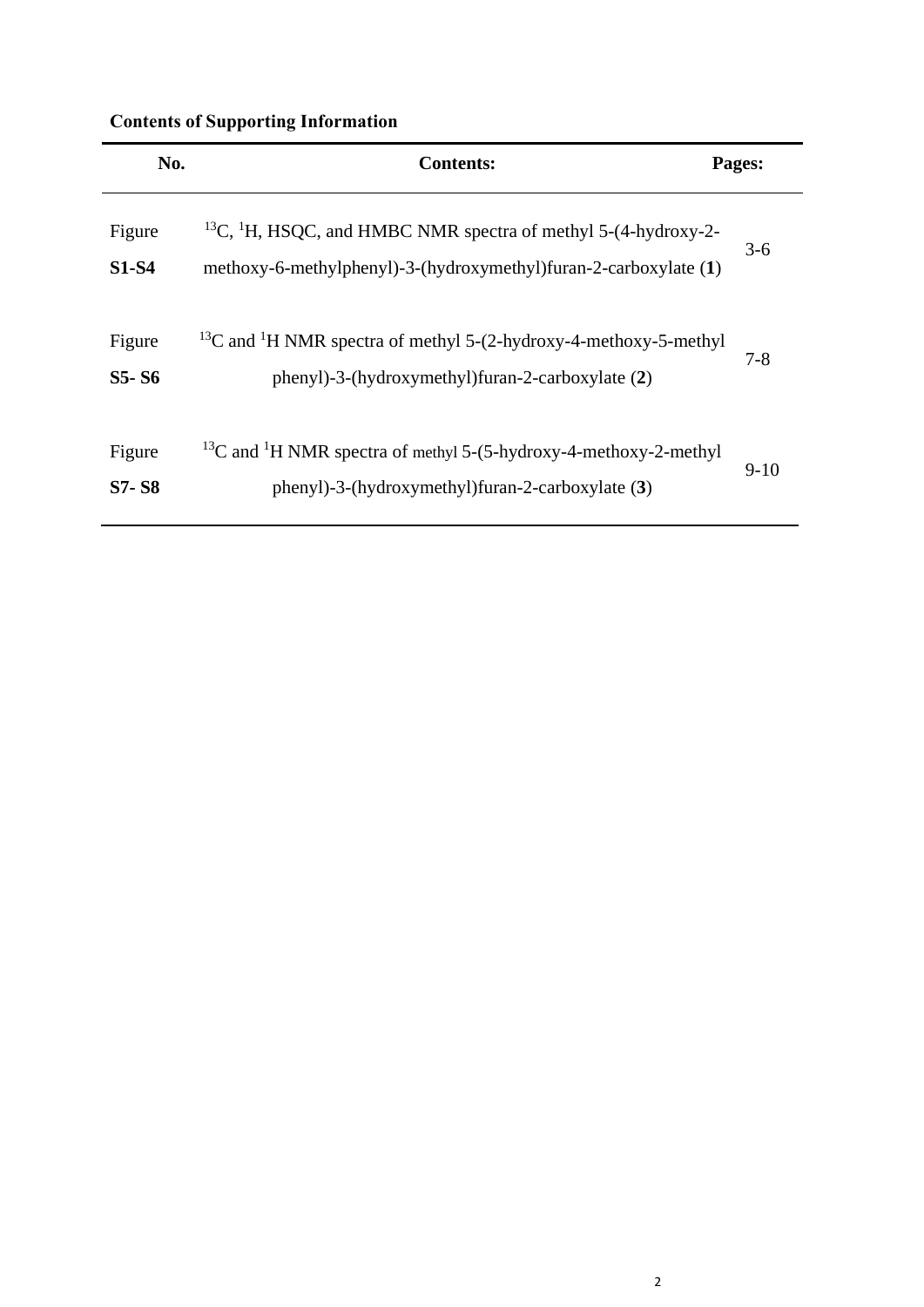**Contents of Supporting Information**

| No. | Contents: | Pages: |
| --- | --- | --- |
| Figure **S1-S4** | $^{13}C$, $^{1}H$, HSQC, and HMBC NMR spectra of methyl 5-(4-hydroxy-2-methoxy-6-methylphenyl)-3-(hydroxymethyl)furan-2-carboxylate (**1**) | 3-6 |
| Figure **S5- S6** | $^{13}C$ and $^{1}H$ NMR spectra of methyl 5-(2-hydroxy-4-methoxy-5-methyl phenyl)-3-(hydroxymethyl)furan-2-carboxylate (**2**) | 7-8 |
| Figure **S7- S8** | $^{13}C$ and $^{1}H$ NMR spectra of methyl 5-(5-hydroxy-4-methoxy-2-methyl phenyl)-3-(hydroxymethyl)furan-2-carboxylate (**3**) | 9-10 |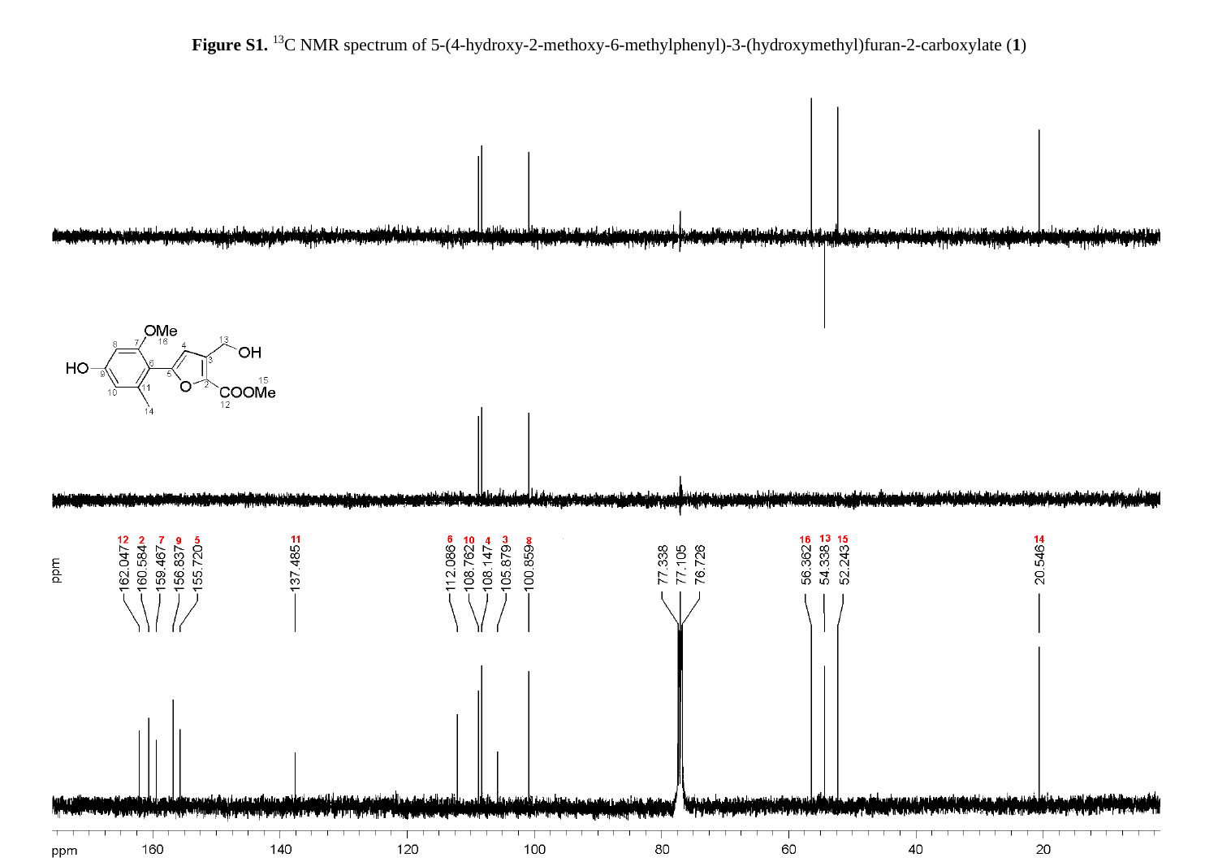**Figure S1.** $^{13}$C NMR spectrum of 5-(4-hydroxy-2-methoxy-6-methylphenyl)-3-(hydroxymethyl)furan-2-carboxylate (**1**)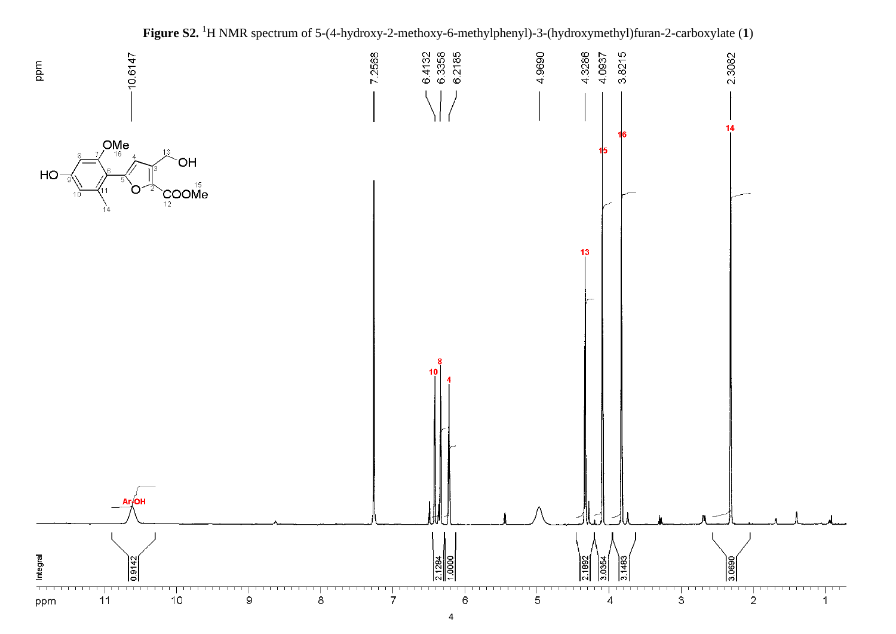**Figure S2.** $^1$H NMR spectrum of 5-(4-hydroxy-2-methoxy-6-methylphenyl)-3-(hydroxymethyl)furan-2-carboxylate (**1**)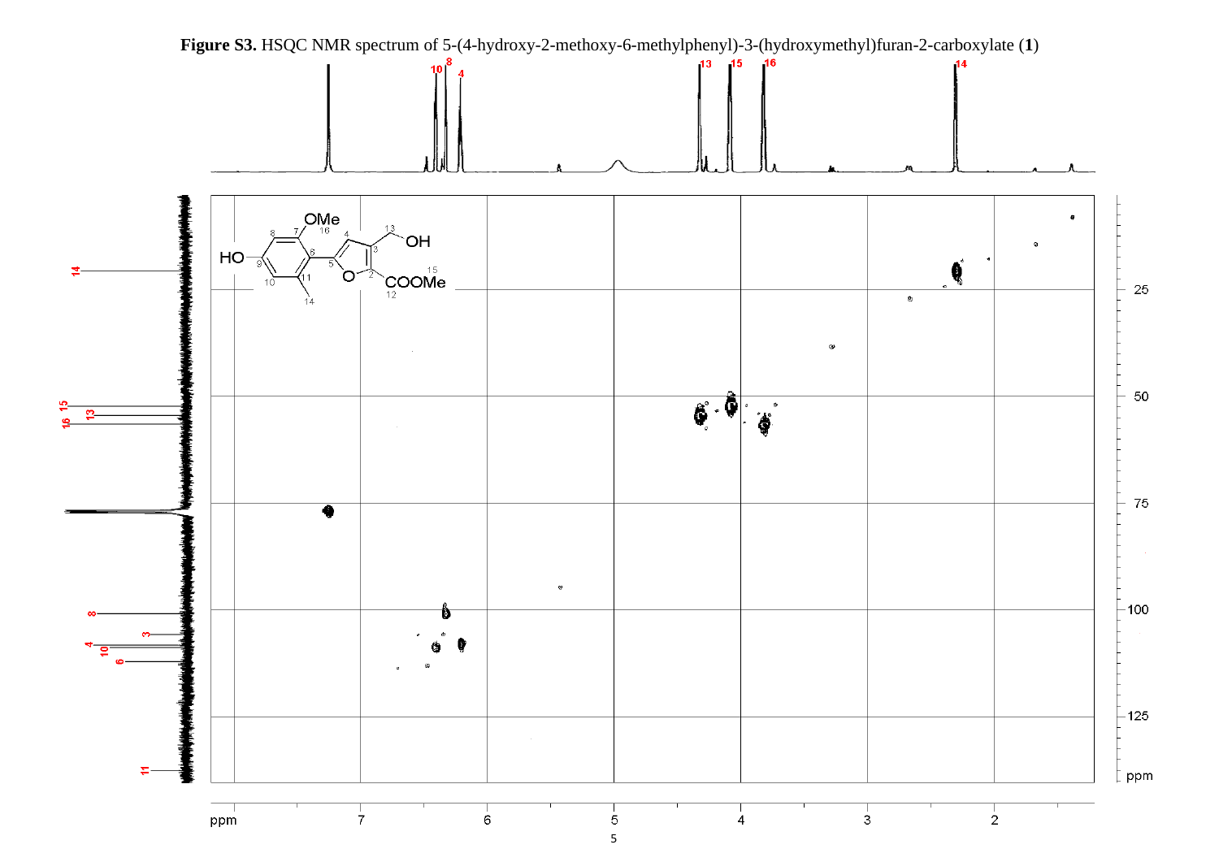**Figure S3.** HSQC NMR spectrum of 5-(4-hydroxy-2-methoxy-6-methylphenyl)-3-(hydroxymethyl)furan-2-carboxylate (**1**)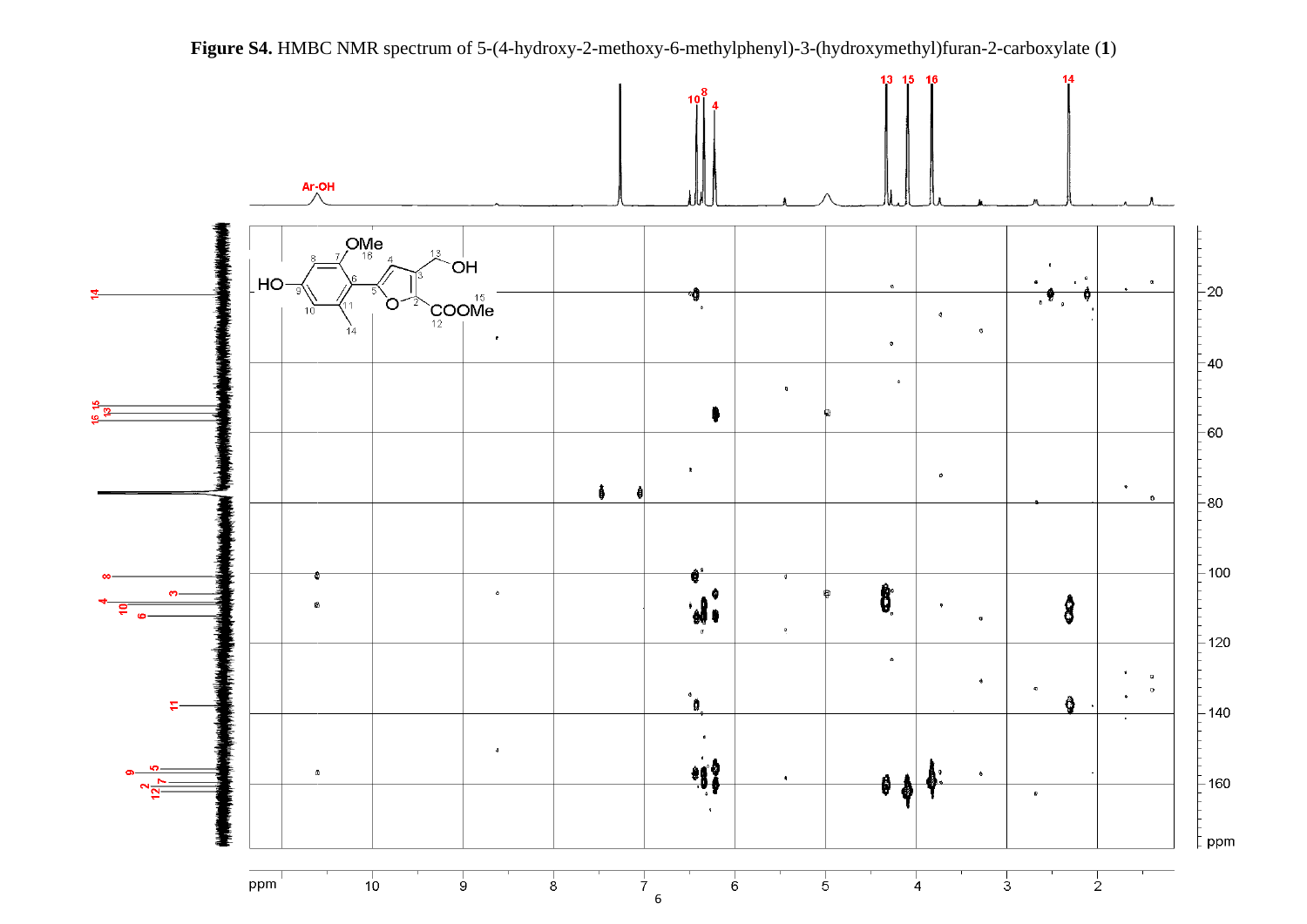**Figure S4.** HMBC NMR spectrum of 5-(4-hydroxy-2-methoxy-6-methylphenyl)-3-(hydroxymethyl)furan-2-carboxylate (**1**)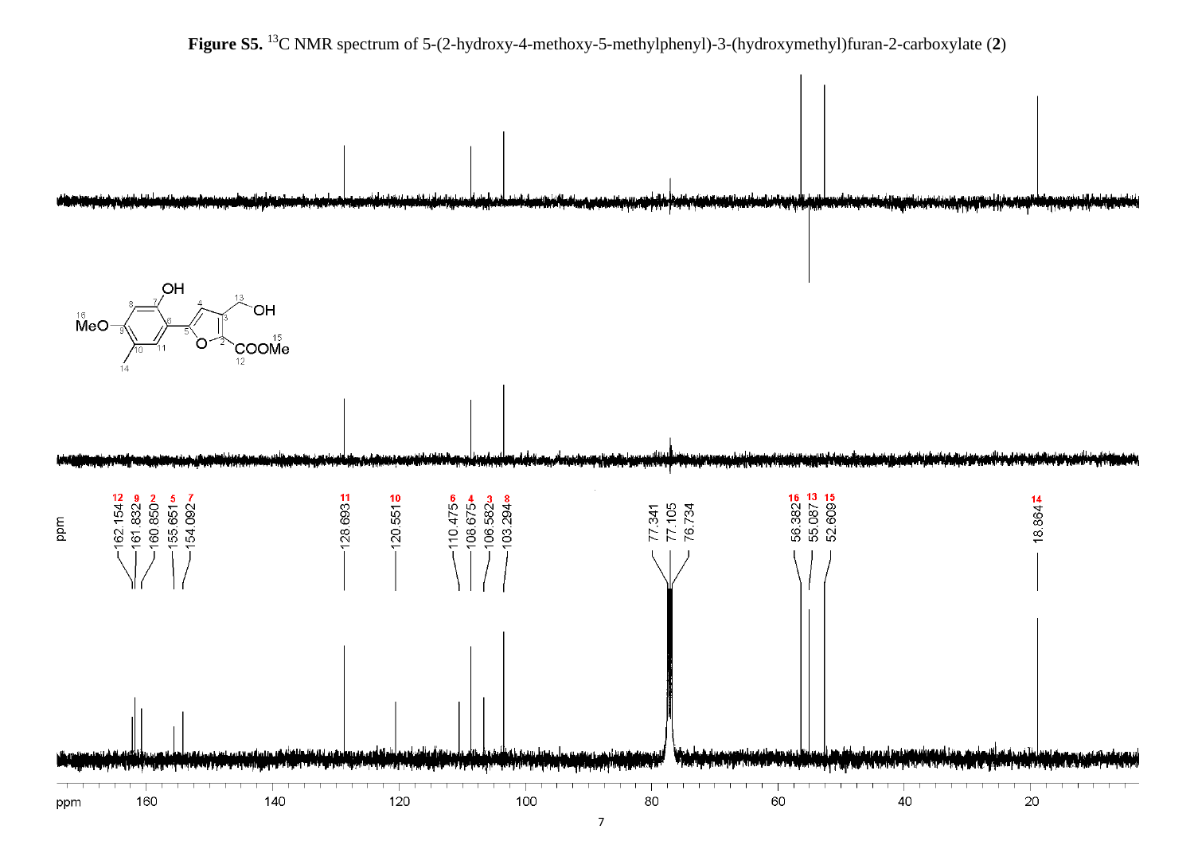**Figure S5.** $^{13}$C NMR spectrum of 5-(2-hydroxy-4-methoxy-5-methylphenyl)-3-(hydroxymethyl)furan-2-carboxylate (**2**)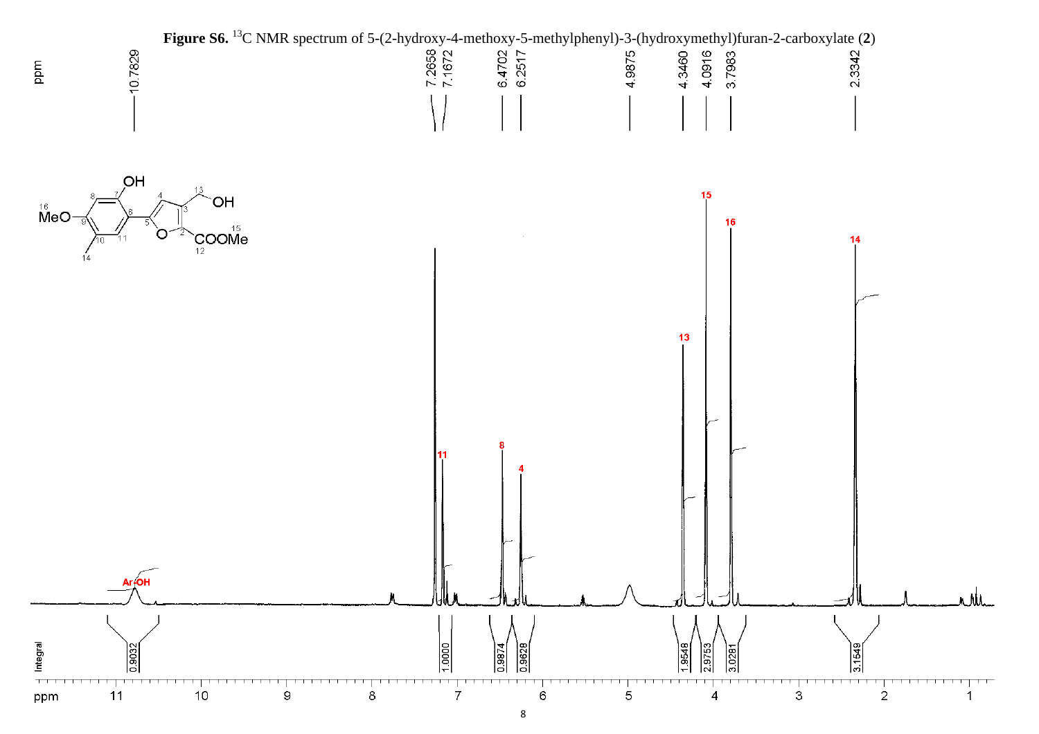**Figure S6.** $^{13}C$ NMR spectrum of 5-(2-hydroxy-4-methoxy-5-methylphenyl)-3-(hydroxymethyl)furan-2-carboxylate (**2**)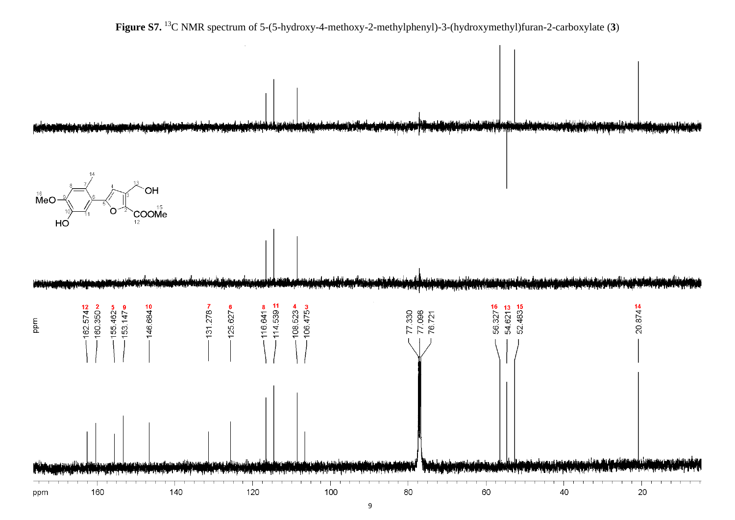**Figure S7.** $^{13}$C NMR spectrum of 5-(5-hydroxy-4-methoxy-2-methylphenyl)-3-(hydroxymethyl)furan-2-carboxylate (**3**)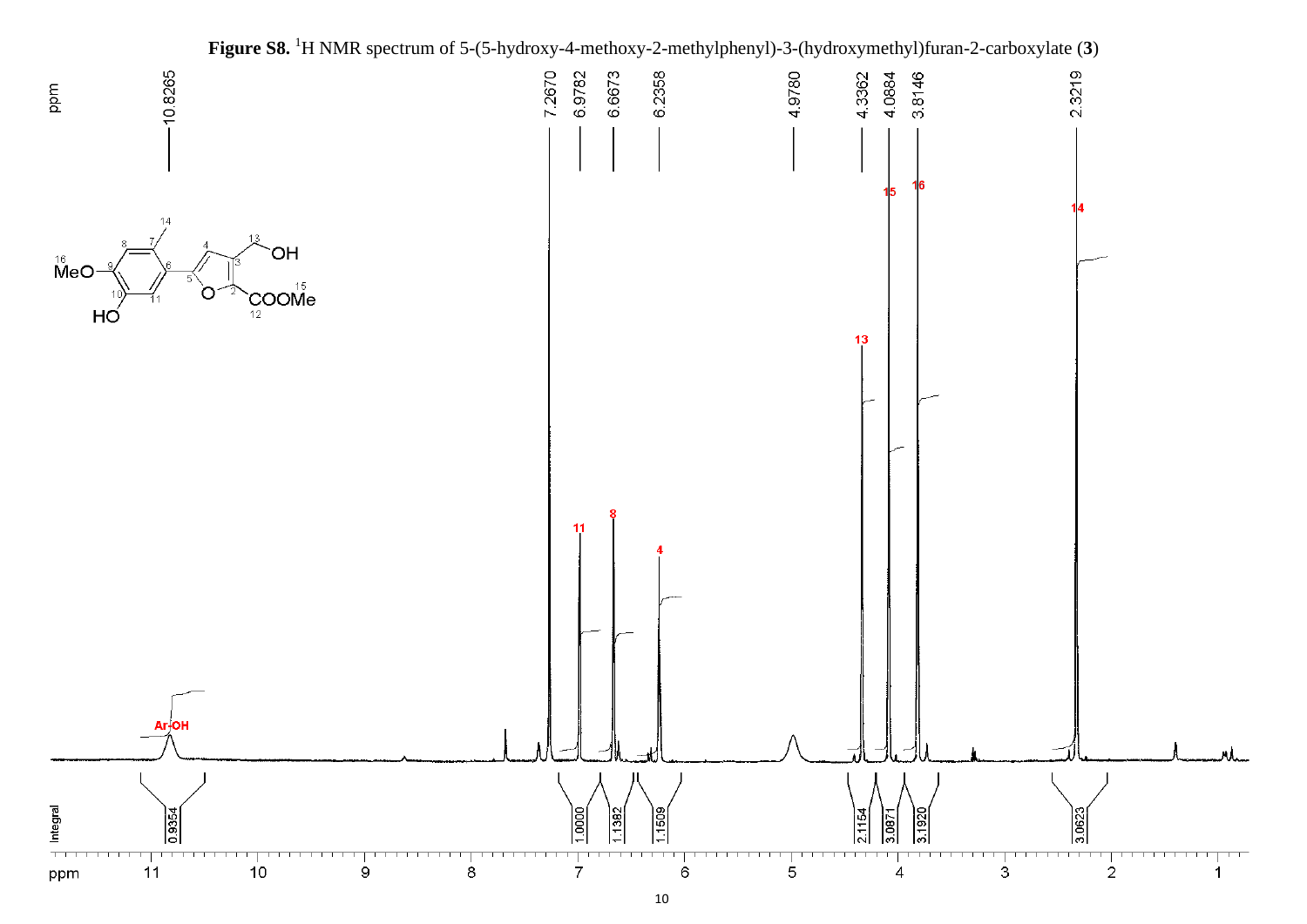**Figure S8.** $^1$H NMR spectrum of 5-(5-hydroxy-4-methoxy-2-methylphenyl)-3-(hydroxymethyl)furan-2-carboxylate (**3**)

ppm

10.8265
7.2670
6.9782
6.6673
6.2358
4.9780
4.3362
4.0884
3.8146
2.3219

Ar-OH
11
8
4
13
15
16
14

Integral
0.9354
1.0000
1.1382
1.1509
2.1154
3.0871
3.1920
3.0623

ppm 11 10 9 8 7 6 5 4 3 2 1